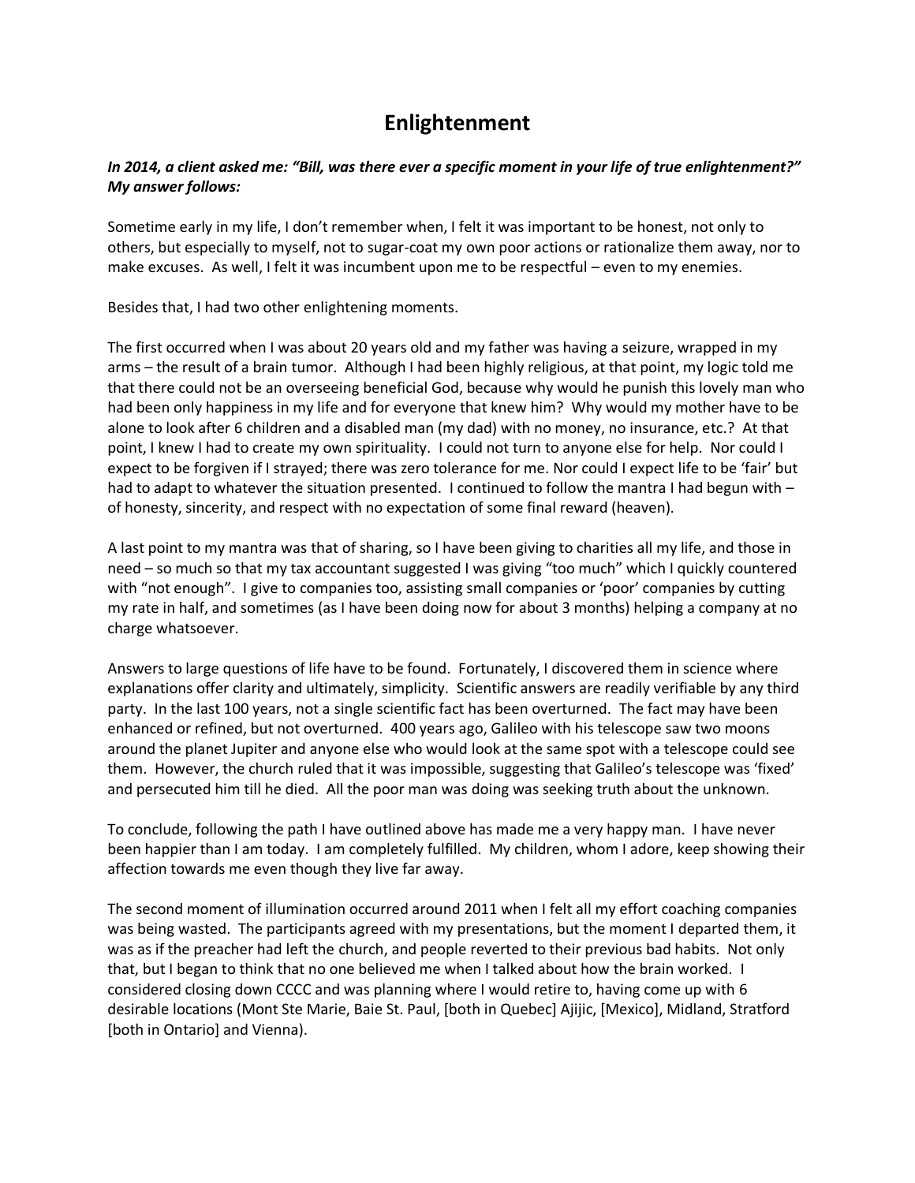# Enlightenment

***In 2014, a client asked me: "Bill, was there ever a specific moment in your life of true enlightenment?" My answer follows:***

Sometime early in my life, I don't remember when, I felt it was important to be honest, not only to others, but especially to myself, not to sugar-coat my own poor actions or rationalize them away, nor to make excuses. As well, I felt it was incumbent upon me to be respectful – even to my enemies.

Besides that, I had two other enlightening moments.

The first occurred when I was about 20 years old and my father was having a seizure, wrapped in my arms – the result of a brain tumor. Although I had been highly religious, at that point, my logic told me that there could not be an overseeing beneficial God, because why would he punish this lovely man who had been only happiness in my life and for everyone that knew him? Why would my mother have to be alone to look after 6 children and a disabled man (my dad) with no money, no insurance, etc.? At that point, I knew I had to create my own spirituality. I could not turn to anyone else for help. Nor could I expect to be forgiven if I strayed; there was zero tolerance for me. Nor could I expect life to be 'fair' but had to adapt to whatever the situation presented. I continued to follow the mantra I had begun with – of honesty, sincerity, and respect with no expectation of some final reward (heaven).

A last point to my mantra was that of sharing, so I have been giving to charities all my life, and those in need – so much so that my tax accountant suggested I was giving "too much" which I quickly countered with "not enough". I give to companies too, assisting small companies or 'poor' companies by cutting my rate in half, and sometimes (as I have been doing now for about 3 months) helping a company at no charge whatsoever.

Answers to large questions of life have to be found. Fortunately, I discovered them in science where explanations offer clarity and ultimately, simplicity. Scientific answers are readily verifiable by any third party. In the last 100 years, not a single scientific fact has been overturned. The fact may have been enhanced or refined, but not overturned. 400 years ago, Galileo with his telescope saw two moons around the planet Jupiter and anyone else who would look at the same spot with a telescope could see them. However, the church ruled that it was impossible, suggesting that Galileo's telescope was 'fixed' and persecuted him till he died. All the poor man was doing was seeking truth about the unknown.

To conclude, following the path I have outlined above has made me a very happy man. I have never been happier than I am today. I am completely fulfilled. My children, whom I adore, keep showing their affection towards me even though they live far away.

The second moment of illumination occurred around 2011 when I felt all my effort coaching companies was being wasted. The participants agreed with my presentations, but the moment I departed them, it was as if the preacher had left the church, and people reverted to their previous bad habits. Not only that, but I began to think that no one believed me when I talked about how the brain worked. I considered closing down CCCC and was planning where I would retire to, having come up with 6 desirable locations (Mont Ste Marie, Baie St. Paul, [both in Quebec] Ajijic, [Mexico], Midland, Stratford [both in Ontario] and Vienna).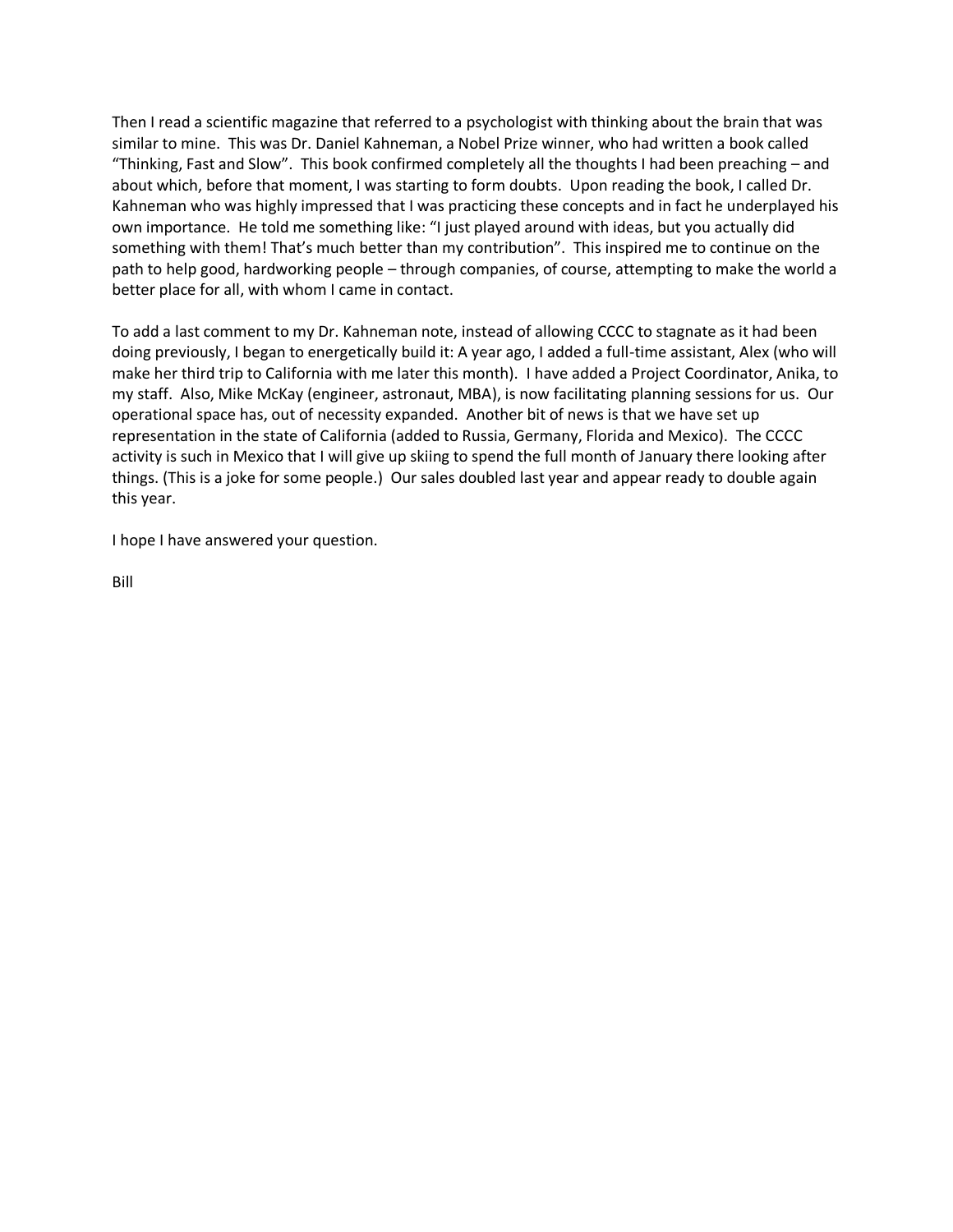Then I read a scientific magazine that referred to a psychologist with thinking about the brain that was similar to mine. This was Dr. Daniel Kahneman, a Nobel Prize winner, who had written a book called "Thinking, Fast and Slow". This book confirmed completely all the thoughts I had been preaching – and about which, before that moment, I was starting to form doubts. Upon reading the book, I called Dr. Kahneman who was highly impressed that I was practicing these concepts and in fact he underplayed his own importance. He told me something like: "I just played around with ideas, but you actually did something with them! That's much better than my contribution". This inspired me to continue on the path to help good, hardworking people – through companies, of course, attempting to make the world a better place for all, with whom I came in contact.

To add a last comment to my Dr. Kahneman note, instead of allowing CCCC to stagnate as it had been doing previously, I began to energetically build it: A year ago, I added a full-time assistant, Alex (who will make her third trip to California with me later this month). I have added a Project Coordinator, Anika, to my staff. Also, Mike McKay (engineer, astronaut, MBA), is now facilitating planning sessions for us. Our operational space has, out of necessity expanded. Another bit of news is that we have set up representation in the state of California (added to Russia, Germany, Florida and Mexico). The CCCC activity is such in Mexico that I will give up skiing to spend the full month of January there looking after things. (This is a joke for some people.) Our sales doubled last year and appear ready to double again this year.

I hope I have answered your question.

Bill